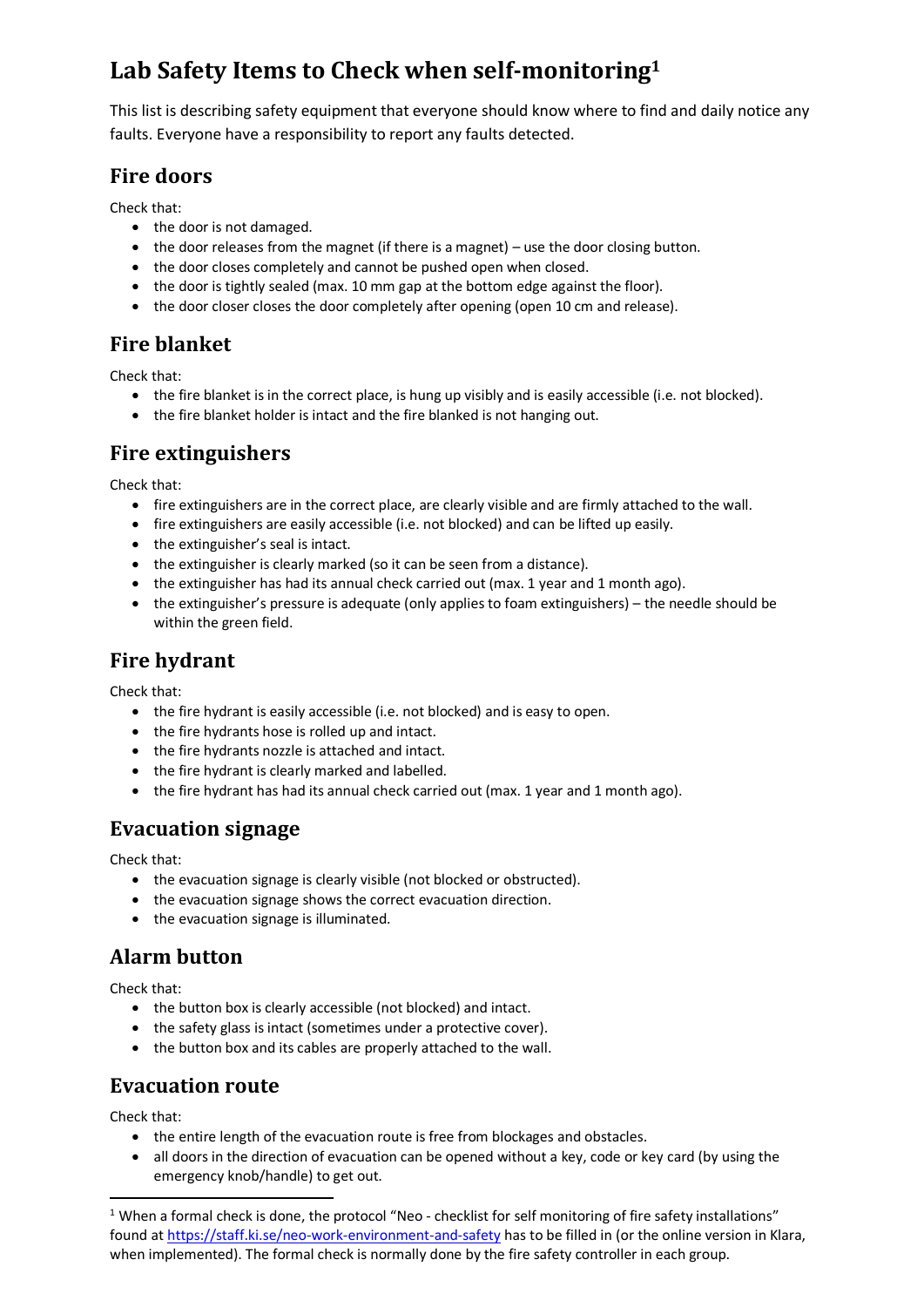# Lab Safety Items to Check when self-monitoring[1]

This list is describing safety equipment that everyone should know where to find and daily notice any faults. Everyone have a responsibility to report any faults detected.

## Fire doors

Check that:

- the door is not damaged.
- the door releases from the magnet (if there is a magnet) – use the door closing button.
- the door closes completely and cannot be pushed open when closed.
- the door is tightly sealed (max. 10 mm gap at the bottom edge against the floor).
- the door closer closes the door completely after opening (open 10 cm and release).

## Fire blanket

Check that:

- the fire blanket is in the correct place, is hung up visibly and is easily accessible (i.e. not blocked).
- the fire blanket holder is intact and the fire blanked is not hanging out.

## Fire extinguishers

Check that:

- fire extinguishers are in the correct place, are clearly visible and are firmly attached to the wall.
- fire extinguishers are easily accessible (i.e. not blocked) and can be lifted up easily.
- the extinguisher's seal is intact.
- the extinguisher is clearly marked (so it can be seen from a distance).
- the extinguisher has had its annual check carried out (max. 1 year and 1 month ago).
- the extinguisher's pressure is adequate (only applies to foam extinguishers) – the needle should be within the green field.

## Fire hydrant

Check that:

- the fire hydrant is easily accessible (i.e. not blocked) and is easy to open.
- the fire hydrants hose is rolled up and intact.
- the fire hydrants nozzle is attached and intact.
- the fire hydrant is clearly marked and labelled.
- the fire hydrant has had its annual check carried out (max. 1 year and 1 month ago).

## Evacuation signage

Check that:

- the evacuation signage is clearly visible (not blocked or obstructed).
- the evacuation signage shows the correct evacuation direction.
- the evacuation signage is illuminated.

## Alarm button

Check that:

- the button box is clearly accessible (not blocked) and intact.
- the safety glass is intact (sometimes under a protective cover).
- the button box and its cables are properly attached to the wall.

## Evacuation route

Check that:

- the entire length of the evacuation route is free from blockages and obstacles.
- all doors in the direction of evacuation can be opened without a key, code or key card (by using the emergency knob/handle) to get out.

---

[1] When a formal check is done, the protocol "Neo - checklist for self monitoring of fire safety installations" found at https://staff.ki.se/neo-work-environment-and-safety has to be filled in (or the online version in Klara, when implemented). The formal check is normally done by the fire safety controller in each group.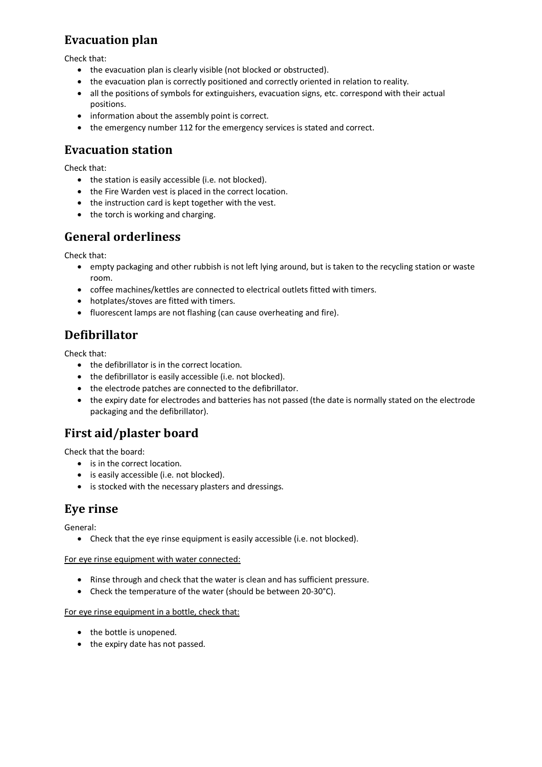## Evacuation plan

Check that:

- the evacuation plan is clearly visible (not blocked or obstructed).
- the evacuation plan is correctly positioned and correctly oriented in relation to reality.
- all the positions of symbols for extinguishers, evacuation signs, etc. correspond with their actual positions.
- information about the assembly point is correct.
- the emergency number 112 for the emergency services is stated and correct.

## Evacuation station

Check that:

- the station is easily accessible (i.e. not blocked).
- the Fire Warden vest is placed in the correct location.
- the instruction card is kept together with the vest.
- the torch is working and charging.

## General orderliness

Check that:

- empty packaging and other rubbish is not left lying around, but is taken to the recycling station or waste room.
- coffee machines/kettles are connected to electrical outlets fitted with timers.
- hotplates/stoves are fitted with timers.
- fluorescent lamps are not flashing (can cause overheating and fire).

## Defibrillator

Check that:

- the defibrillator is in the correct location.
- the defibrillator is easily accessible (i.e. not blocked).
- the electrode patches are connected to the defibrillator.
- the expiry date for electrodes and batteries has not passed (the date is normally stated on the electrode packaging and the defibrillator).

## First aid/plaster board

Check that the board:

- is in the correct location.
- is easily accessible (i.e. not blocked).
- is stocked with the necessary plasters and dressings.

## Eye rinse

General:

- Check that the eye rinse equipment is easily accessible (i.e. not blocked).

<u>For eye rinse equipment with water connected:</u>

- Rinse through and check that the water is clean and has sufficient pressure.
- Check the temperature of the water (should be between 20-30°C).

<u>For eye rinse equipment in a bottle, check that:</u>

- the bottle is unopened.
- the expiry date has not passed.